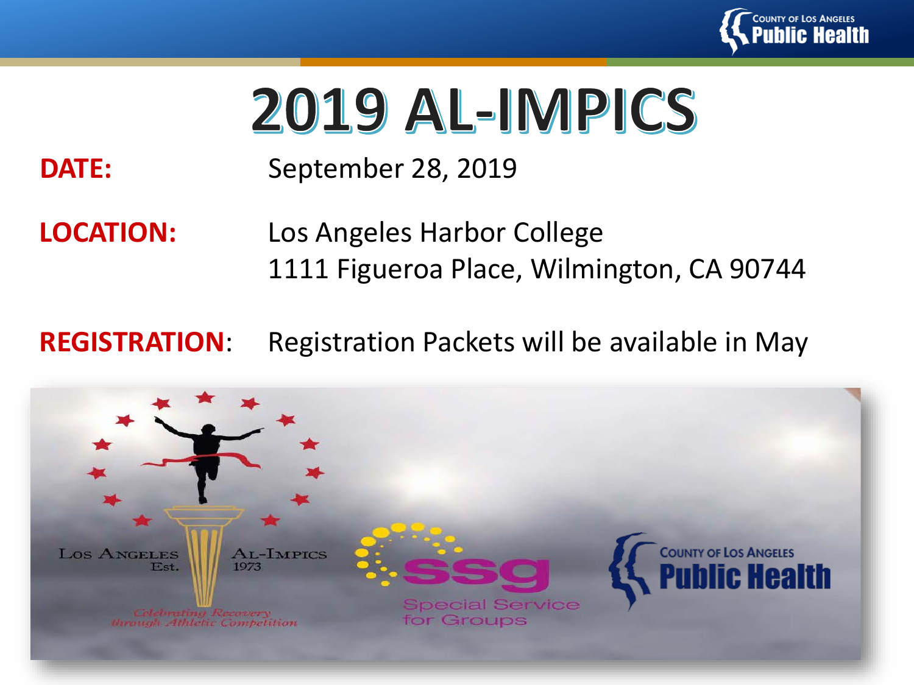# 2019 AL-IMPICS

**DATE:** September 28, 2019

**LOCATION:** Los Angeles Harbor College
1111 Figueroa Place, Wilmington, CA 90744

**REGISTRATION**: Registration Packets will be available in May

Los Angeles Est. Al-Impics 1973

*Celebrating Recovery through Athletic Competition*

ssg Special Service for Groups

County of Los Angeles Public Health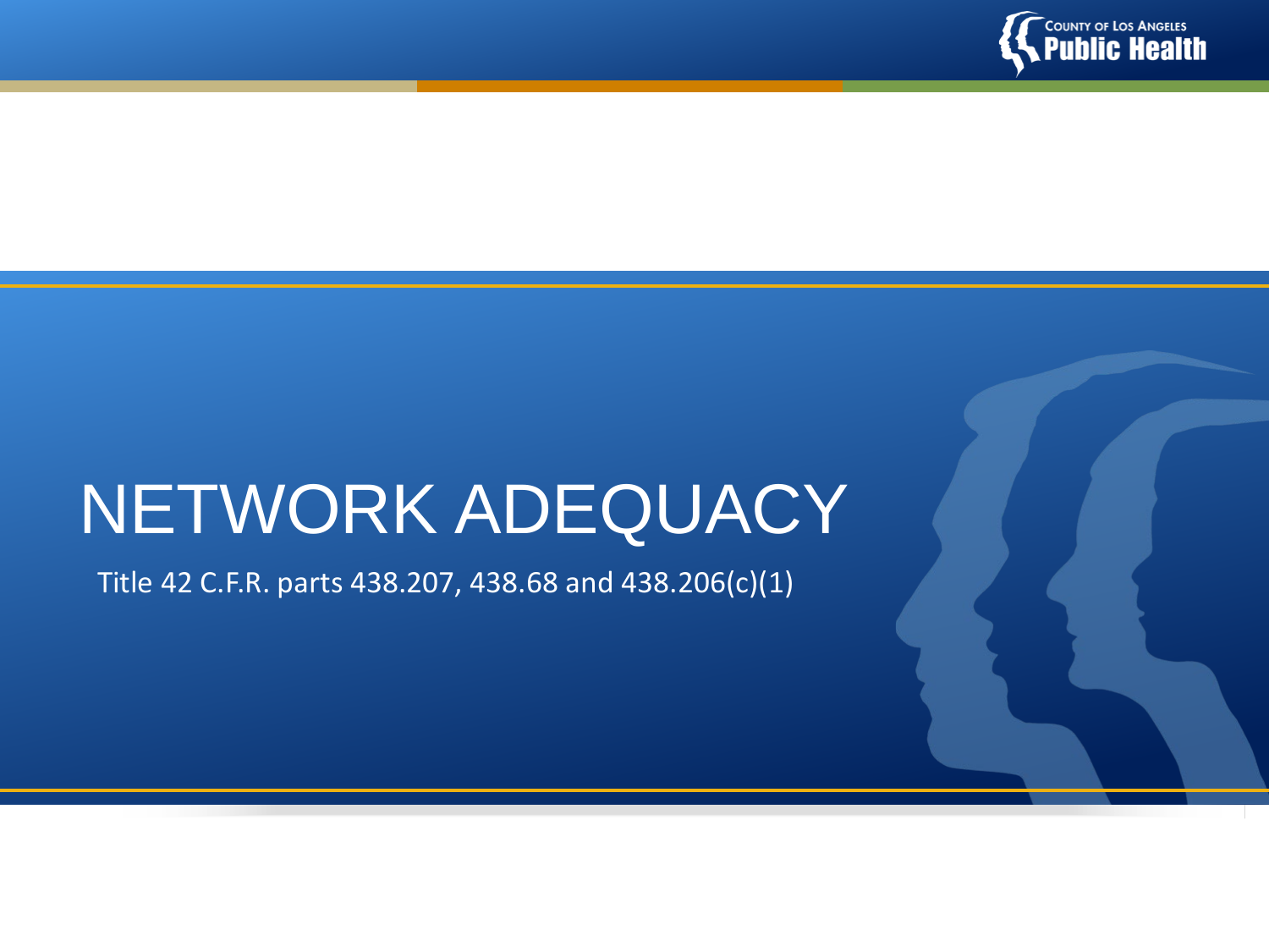# NETWORK ADEQUACY

Title 42 C.F.R. parts 438.207, 438.68 and 438.206(c)(1)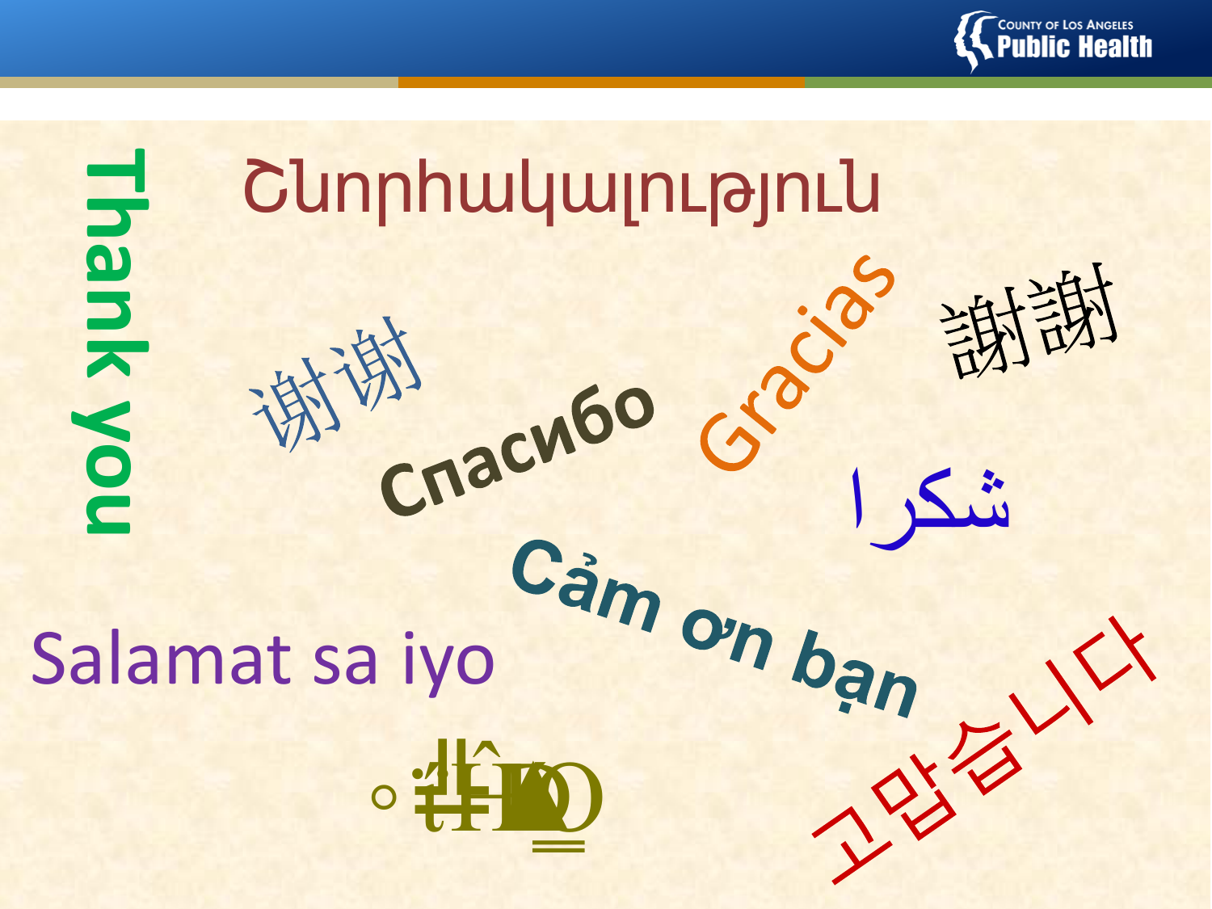Thank you

Շնորհակալություն

谢谢

Спасибо

Gracias

謝謝

شكرا

Cảm ơn bạn

Salamat sa iyo

고맙습니다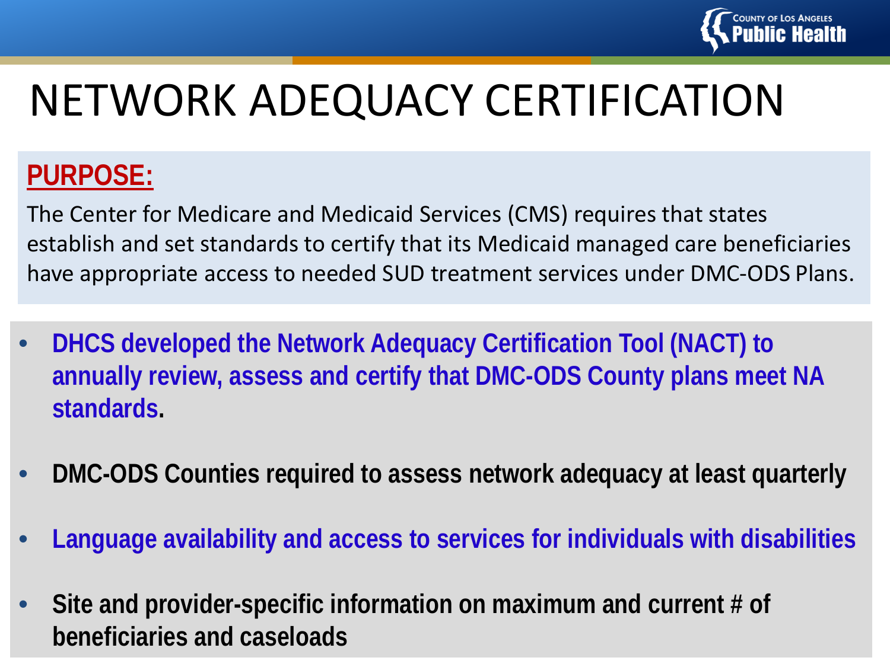# NETWORK ADEQUACY CERTIFICATION

**PURPOSE:**

The Center for Medicare and Medicaid Services (CMS) requires that states establish and set standards to certify that its Medicaid managed care beneficiaries have appropriate access to needed SUD treatment services under DMC-ODS Plans.

- **DHCS developed the Network Adequacy Certification Tool (NACT) to annually review, assess and certify that DMC-ODS County plans meet NA standards.**
- **DMC-ODS Counties required to assess network adequacy at least quarterly**
- **Language availability and access to services for individuals with disabilities**
- **Site and provider-specific information on maximum and current # of beneficiaries and caseloads**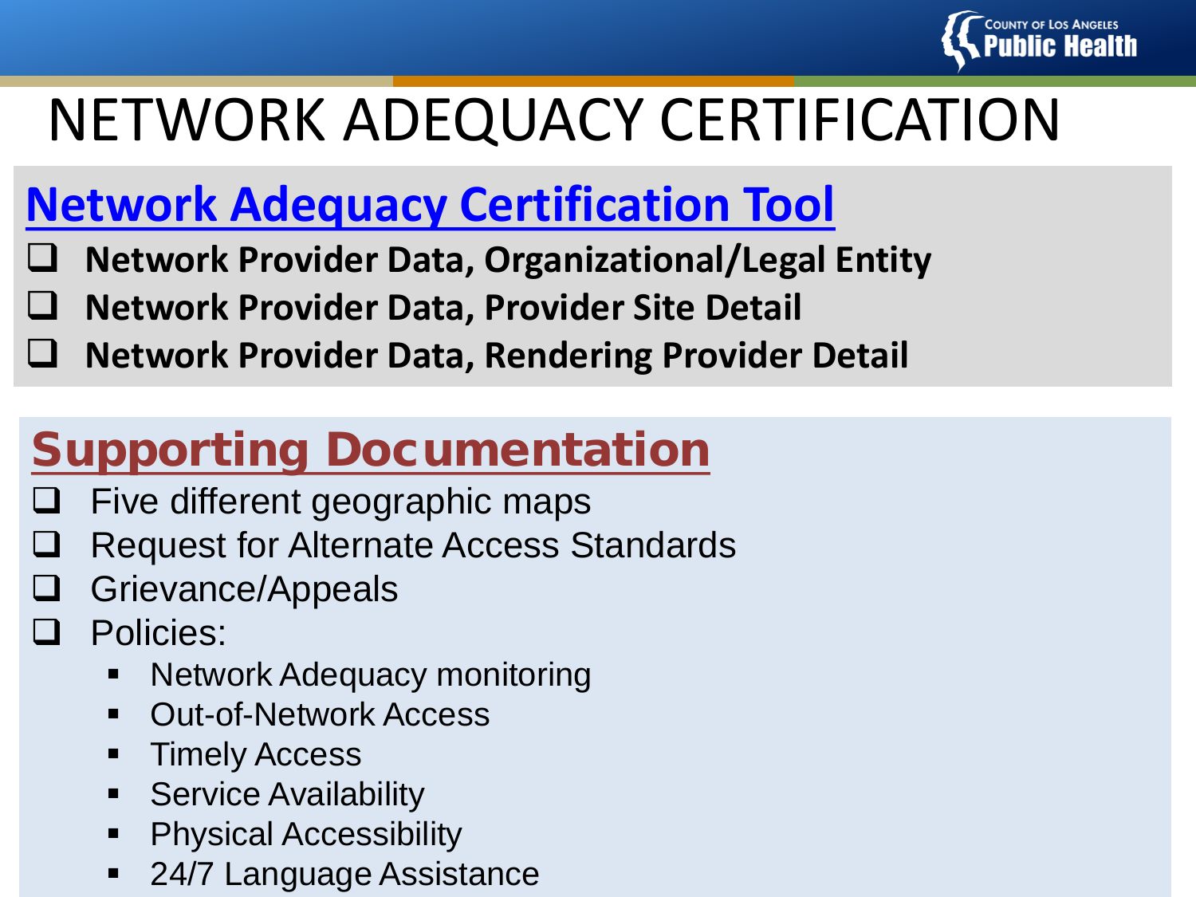# NETWORK ADEQUACY CERTIFICATION

## Network Adequacy Certification Tool

- ❑ **Network Provider Data, Organizational/Legal Entity**
- ❑ **Network Provider Data, Provider Site Detail**
- ❑ **Network Provider Data, Rendering Provider Detail**

## Supporting Documentation

- ❑ Five different geographic maps
- ❑ Request for Alternate Access Standards
- ❑ Grievance/Appeals
- ❑ Policies:
  - Network Adequacy monitoring
  - Out-of-Network Access
  - Timely Access
  - Service Availability
  - Physical Accessibility
  - 24/7 Language Assistance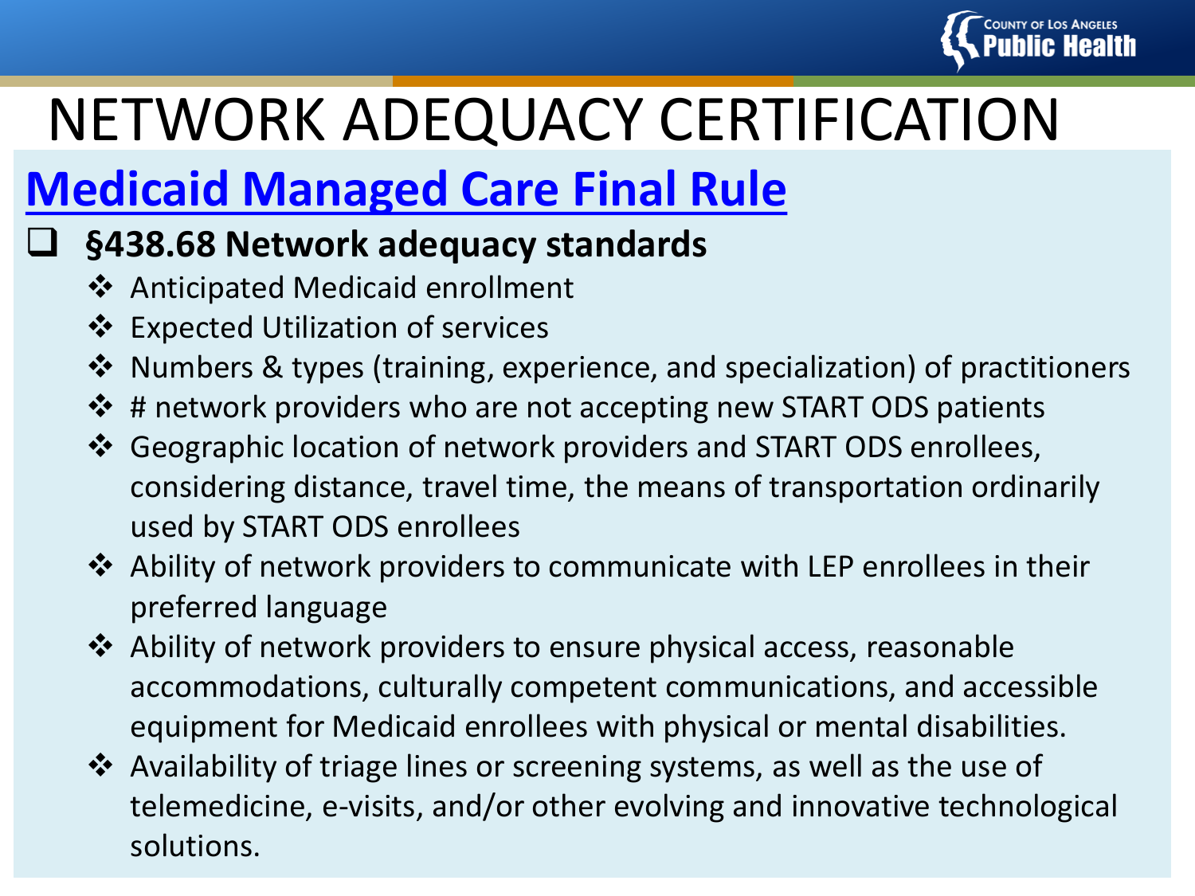# NETWORK ADEQUACY CERTIFICATION

## Medicaid Managed Care Final Rule

- **§438.68 Network adequacy standards**
  - Anticipated Medicaid enrollment
  - Expected Utilization of services
  - Numbers & types (training, experience, and specialization) of practitioners
  - # network providers who are not accepting new START ODS patients
  - Geographic location of network providers and START ODS enrollees, considering distance, travel time, the means of transportation ordinarily used by START ODS enrollees
  - Ability of network providers to communicate with LEP enrollees in their preferred language
  - Ability of network providers to ensure physical access, reasonable accommodations, culturally competent communications, and accessible equipment for Medicaid enrollees with physical or mental disabilities.
  - Availability of triage lines or screening systems, as well as the use of telemedicine, e-visits, and/or other evolving and innovative technological solutions.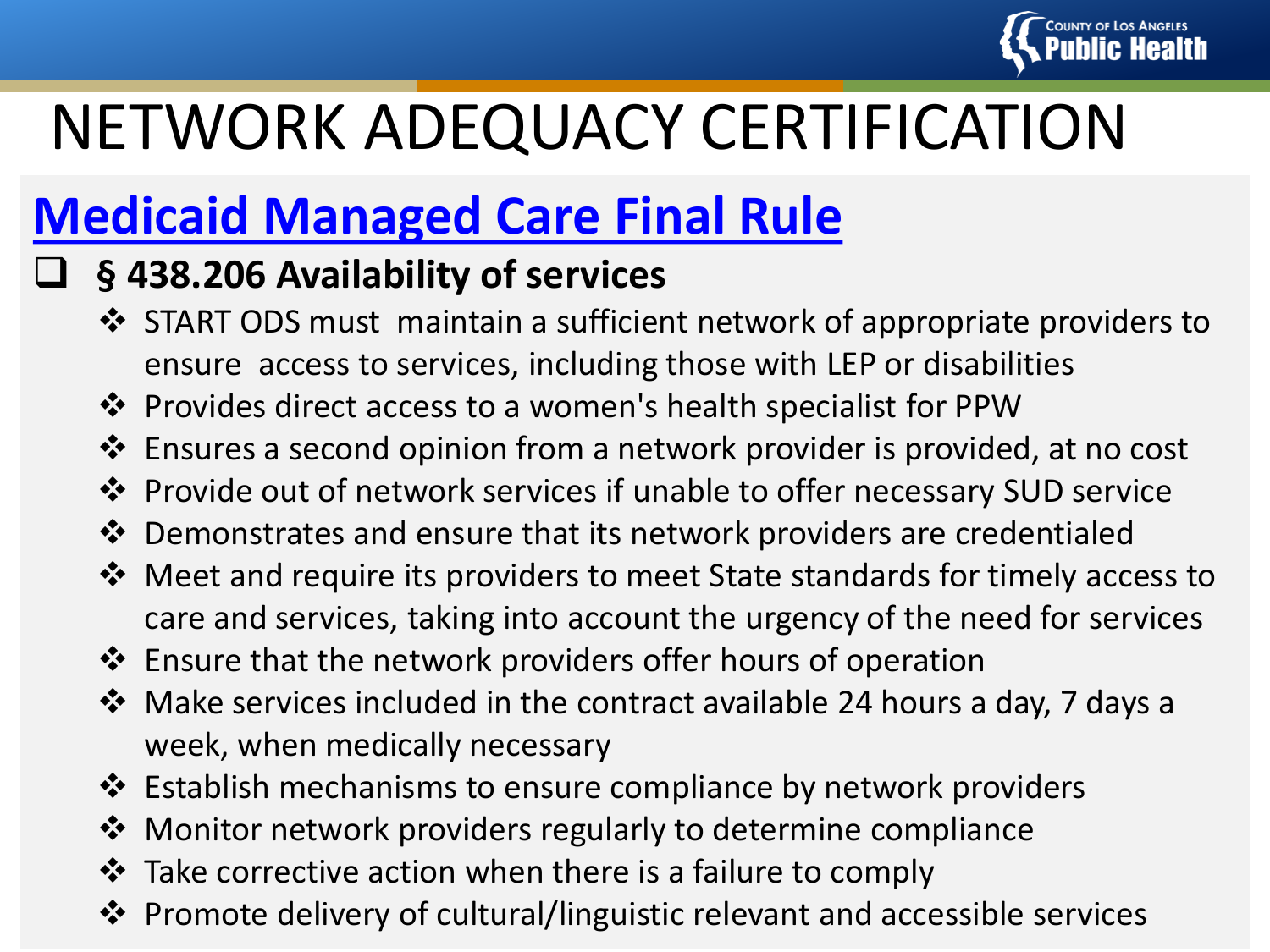# NETWORK ADEQUACY CERTIFICATION

## Medicaid Managed Care Final Rule

- **§ 438.206 Availability of services**
  - START ODS must maintain a sufficient network of appropriate providers to ensure access to services, including those with LEP or disabilities
  - Provides direct access to a women's health specialist for PPW
  - Ensures a second opinion from a network provider is provided, at no cost
  - Provide out of network services if unable to offer necessary SUD service
  - Demonstrates and ensure that its network providers are credentialed
  - Meet and require its providers to meet State standards for timely access to care and services, taking into account the urgency of the need for services
  - Ensure that the network providers offer hours of operation
  - Make services included in the contract available 24 hours a day, 7 days a week, when medically necessary
  - Establish mechanisms to ensure compliance by network providers
  - Monitor network providers regularly to determine compliance
  - Take corrective action when there is a failure to comply
  - Promote delivery of cultural/linguistic relevant and accessible services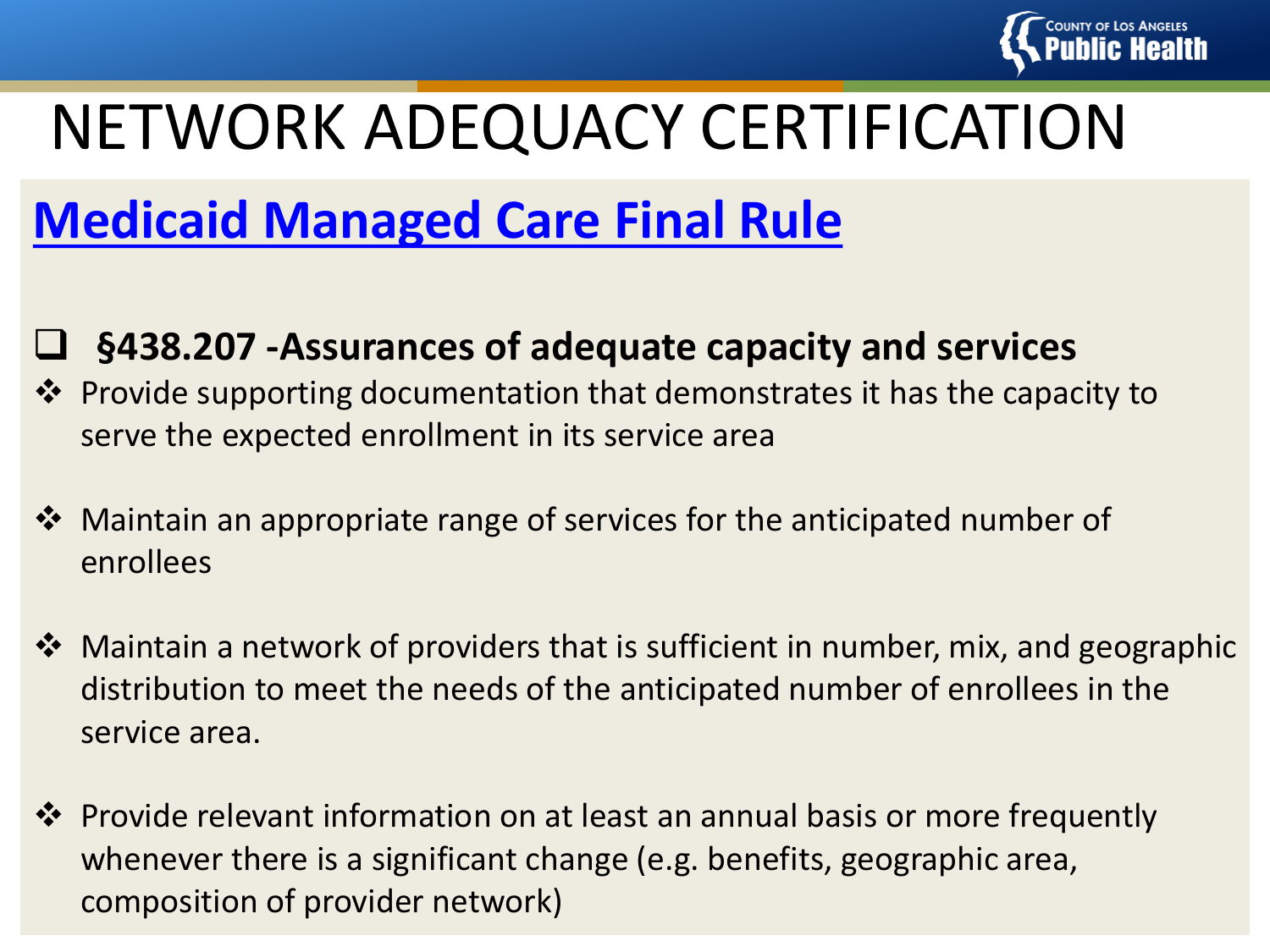# NETWORK ADEQUACY CERTIFICATION

## Medicaid Managed Care Final Rule

- **§438.207 -Assurances of adequate capacity and services**
  - Provide supporting documentation that demonstrates it has the capacity to serve the expected enrollment in its service area
  - Maintain an appropriate range of services for the anticipated number of enrollees
  - Maintain a network of providers that is sufficient in number, mix, and geographic distribution to meet the needs of the anticipated number of enrollees in the service area.
  - Provide relevant information on at least an annual basis or more frequently whenever there is a significant change (e.g. benefits, geographic area, composition of provider network)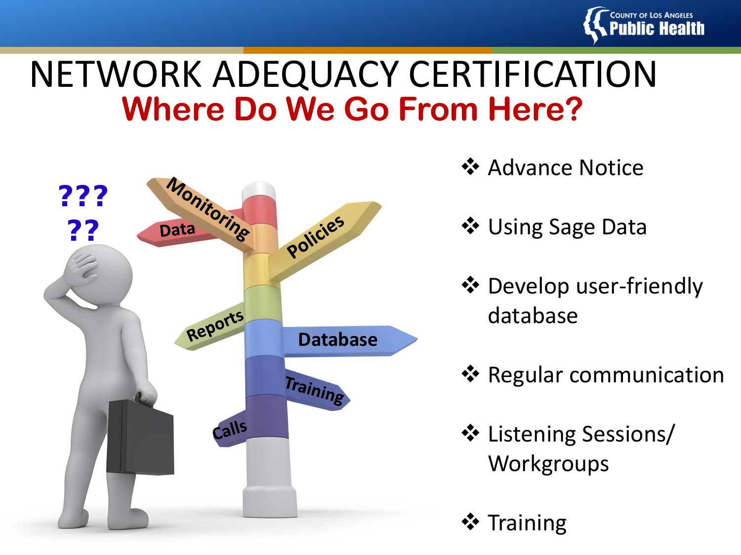# NETWORK ADEQUACY CERTIFICATION

## Where Do We Go From Here?

- Advance Notice
- Using Sage Data
- Develop user-friendly database
- Regular communication
- Listening Sessions/ Workgroups
- Training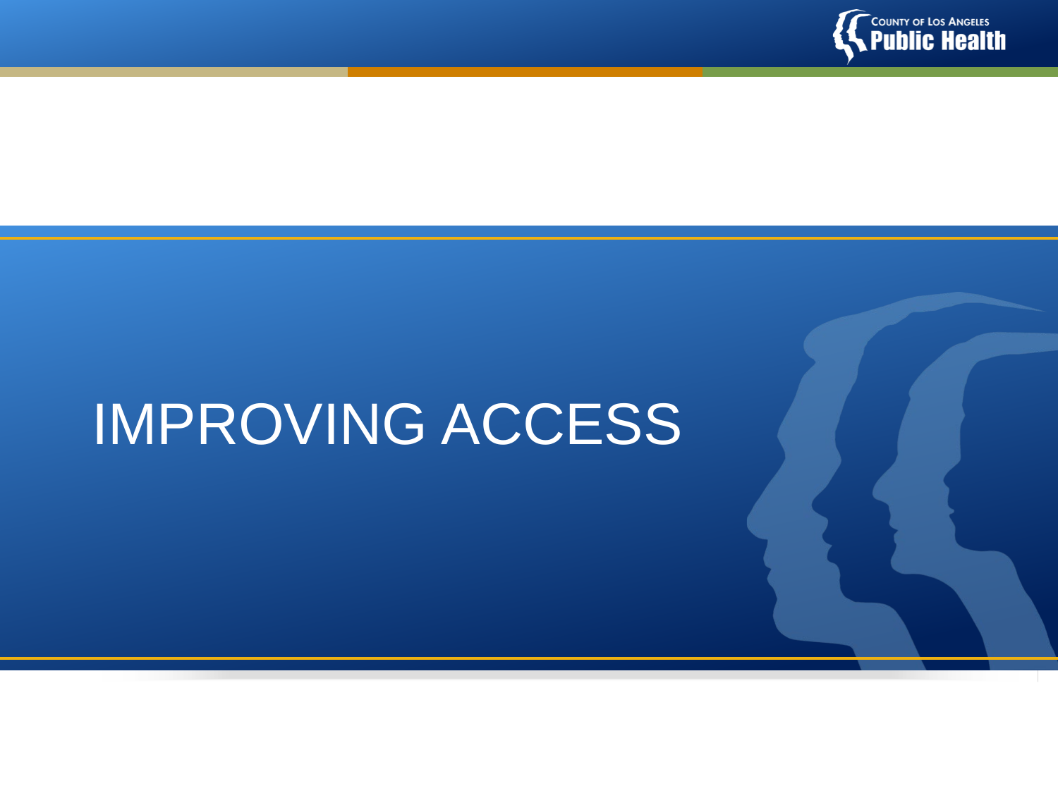# IMPROVING ACCESS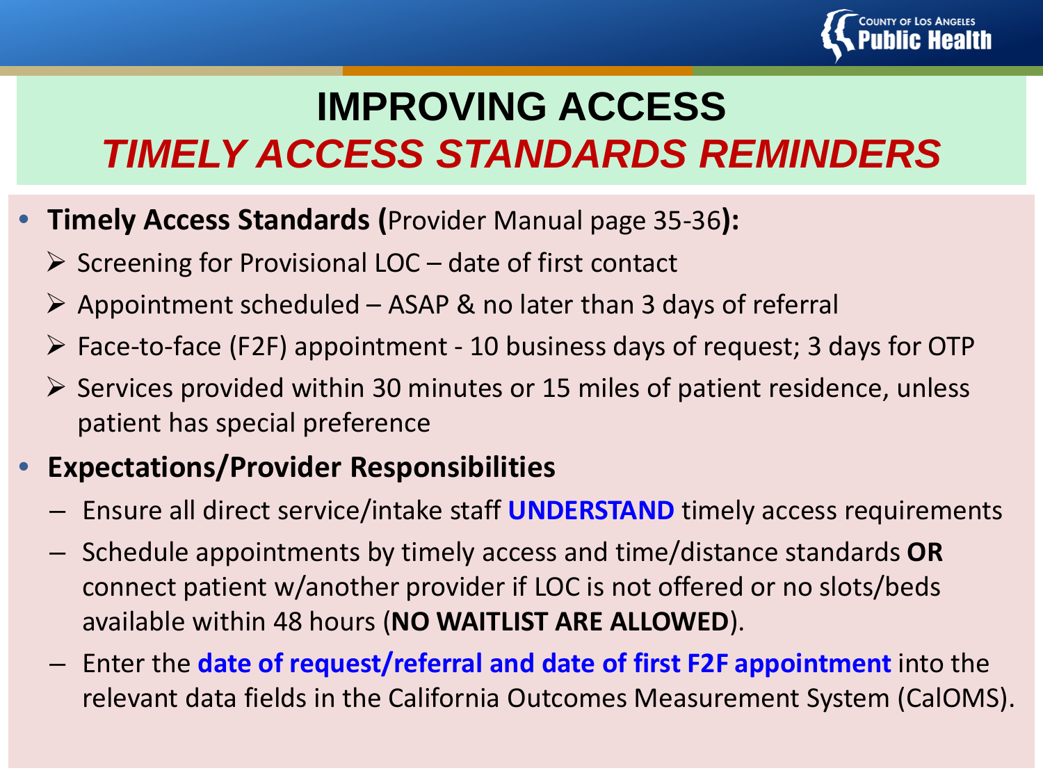# IMPROVING ACCESS

## *TIMELY ACCESS STANDARDS REMINDERS*

- **Timely Access Standards (**Provider Manual page 35-36**):**
  - Screening for Provisional LOC – date of first contact
  - Appointment scheduled – ASAP & no later than 3 days of referral
  - Face-to-face (F2F) appointment - 10 business days of request; 3 days for OTP
  - Services provided within 30 minutes or 15 miles of patient residence, unless patient has special preference
- **Expectations/Provider Responsibilities**
  - Ensure all direct service/intake staff **UNDERSTAND** timely access requirements
  - Schedule appointments by timely access and time/distance standards **OR** connect patient w/another provider if LOC is not offered or no slots/beds available within 48 hours (**NO WAITLIST ARE ALLOWED**).
  - Enter the **date of request/referral and date of first F2F appointment** into the relevant data fields in the California Outcomes Measurement System (CalOMS).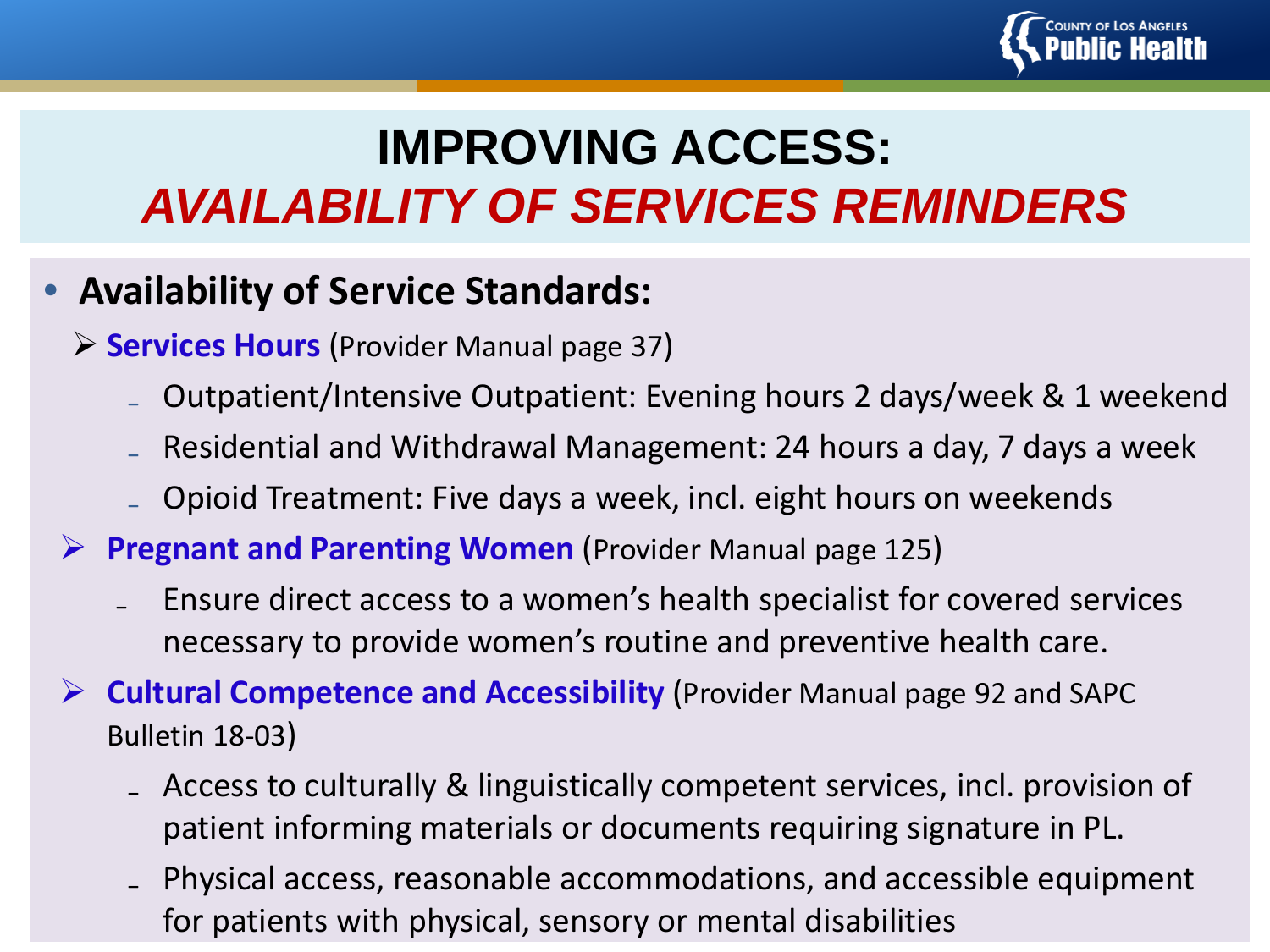# IMPROVING ACCESS:

## *AVAILABILITY OF SERVICES REMINDERS*

- **Availability of Service Standards:**
  - **Services Hours** (Provider Manual page 37)
    - Outpatient/Intensive Outpatient: Evening hours 2 days/week & 1 weekend
    - Residential and Withdrawal Management: 24 hours a day, 7 days a week
    - Opioid Treatment: Five days a week, incl. eight hours on weekends
  - **Pregnant and Parenting Women** (Provider Manual page 125)
    - Ensure direct access to a women's health specialist for covered services necessary to provide women's routine and preventive health care.
  - **Cultural Competence and Accessibility** (Provider Manual page 92 and SAPC Bulletin 18-03)
    - Access to culturally & linguistically competent services, incl. provision of patient informing materials or documents requiring signature in PL.
    - Physical access, reasonable accommodations, and accessible equipment for patients with physical, sensory or mental disabilities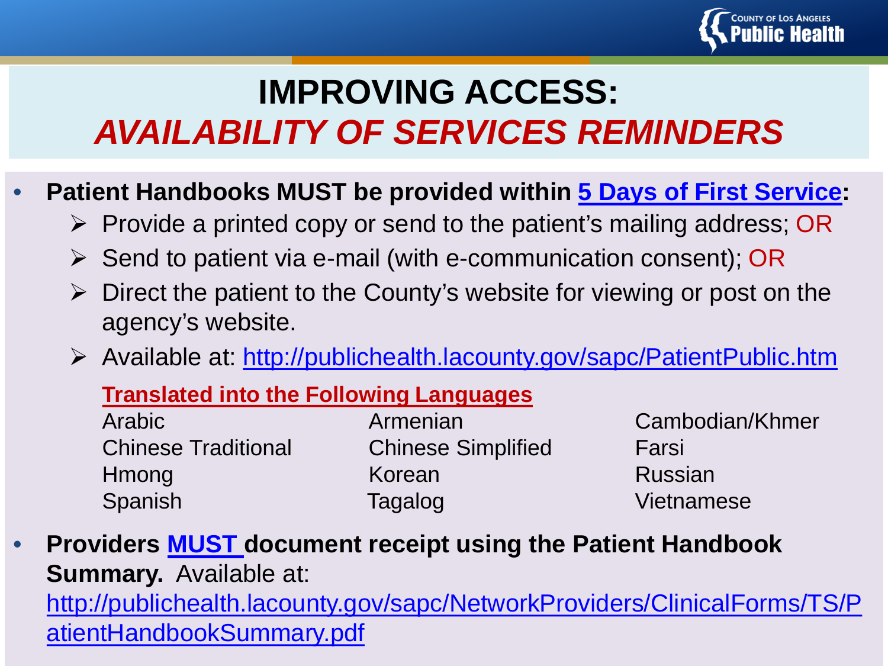# IMPROVING ACCESS:
## *AVAILABILITY OF SERVICES REMINDERS*

- **Patient Handbooks MUST be provided within 5 Days of First Service:**
  - Provide a printed copy or send to the patient's mailing address; OR
  - Send to patient via e-mail (with e-communication consent); OR
  - Direct the patient to the County's website for viewing or post on the agency's website.
  - Available at: http://publichealth.lacounty.gov/sapc/PatientPublic.htm

  **Translated into the Following Languages**

  | | | |
  |---|---|---|
  | Arabic | Armenian | Cambodian/Khmer |
  | Chinese Traditional | Chinese Simplified | Farsi |
  | Hmong | Korean | Russian |
  | Spanish | Tagalog | Vietnamese |

- **Providers MUST document receipt using the Patient Handbook Summary.** Available at: http://publichealth.lacounty.gov/sapc/NetworkProviders/ClinicalForms/TS/PatientHandbookSummary.pdf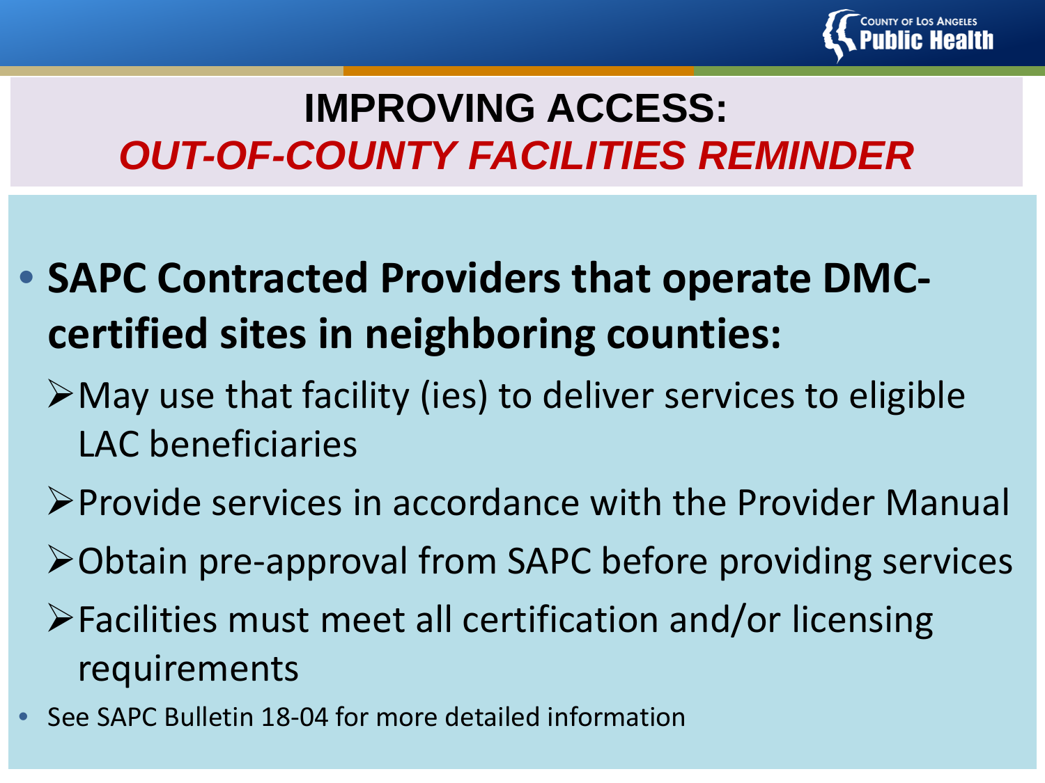# IMPROVING ACCESS:
## *OUT-OF-COUNTY FACILITIES REMINDER*

- **SAPC Contracted Providers that operate DMC-certified sites in neighboring counties:**
  - May use that facility (ies) to deliver services to eligible LAC beneficiaries
  - Provide services in accordance with the Provider Manual
  - Obtain pre-approval from SAPC before providing services
  - Facilities must meet all certification and/or licensing requirements
- See SAPC Bulletin 18-04 for more detailed information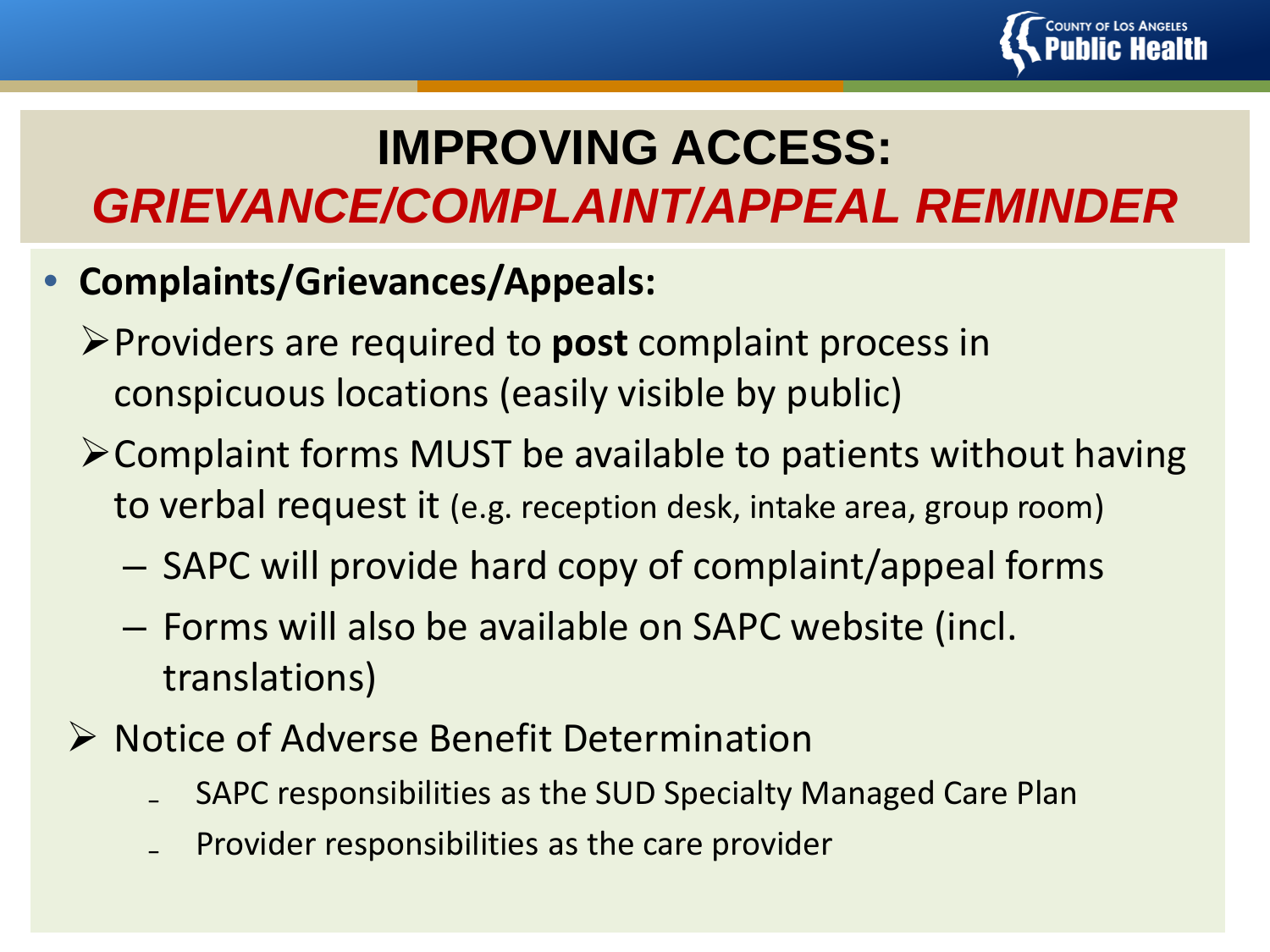# IMPROVING ACCESS:
## *GRIEVANCE/COMPLAINT/APPEAL REMINDER*

- **Complaints/Grievances/Appeals:**
  - Providers are required to **post** complaint process in conspicuous locations (easily visible by public)
  - Complaint forms MUST be available to patients without having to verbal request it (e.g. reception desk, intake area, group room)
    - SAPC will provide hard copy of complaint/appeal forms
    - Forms will also be available on SAPC website (incl. translations)
  - Notice of Adverse Benefit Determination
    - SAPC responsibilities as the SUD Specialty Managed Care Plan
    - Provider responsibilities as the care provider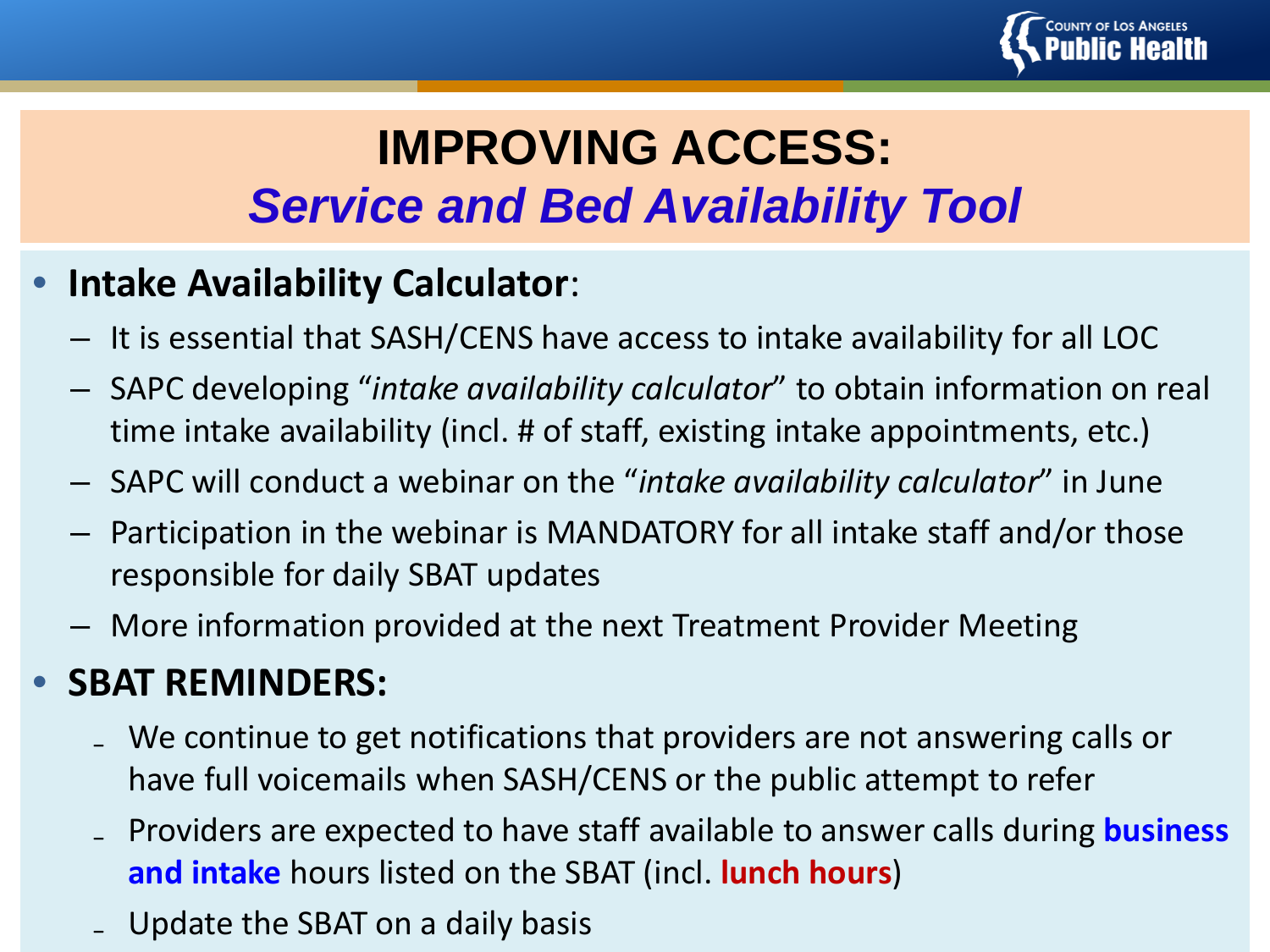# IMPROVING ACCESS:
## *Service and Bed Availability Tool*

- **Intake Availability Calculator**:
  - It is essential that SASH/CENS have access to intake availability for all LOC
  - SAPC developing "*intake availability calculator*" to obtain information on real time intake availability (incl. # of staff, existing intake appointments, etc.)
  - SAPC will conduct a webinar on the "*intake availability calculator*" in June
  - Participation in the webinar is MANDATORY for all intake staff and/or those responsible for daily SBAT updates
  - More information provided at the next Treatment Provider Meeting
- **SBAT REMINDERS:**
  - We continue to get notifications that providers are not answering calls or have full voicemails when SASH/CENS or the public attempt to refer
  - Providers are expected to have staff available to answer calls during **business and intake** hours listed on the SBAT (incl. **lunch hours**)
  - Update the SBAT on a daily basis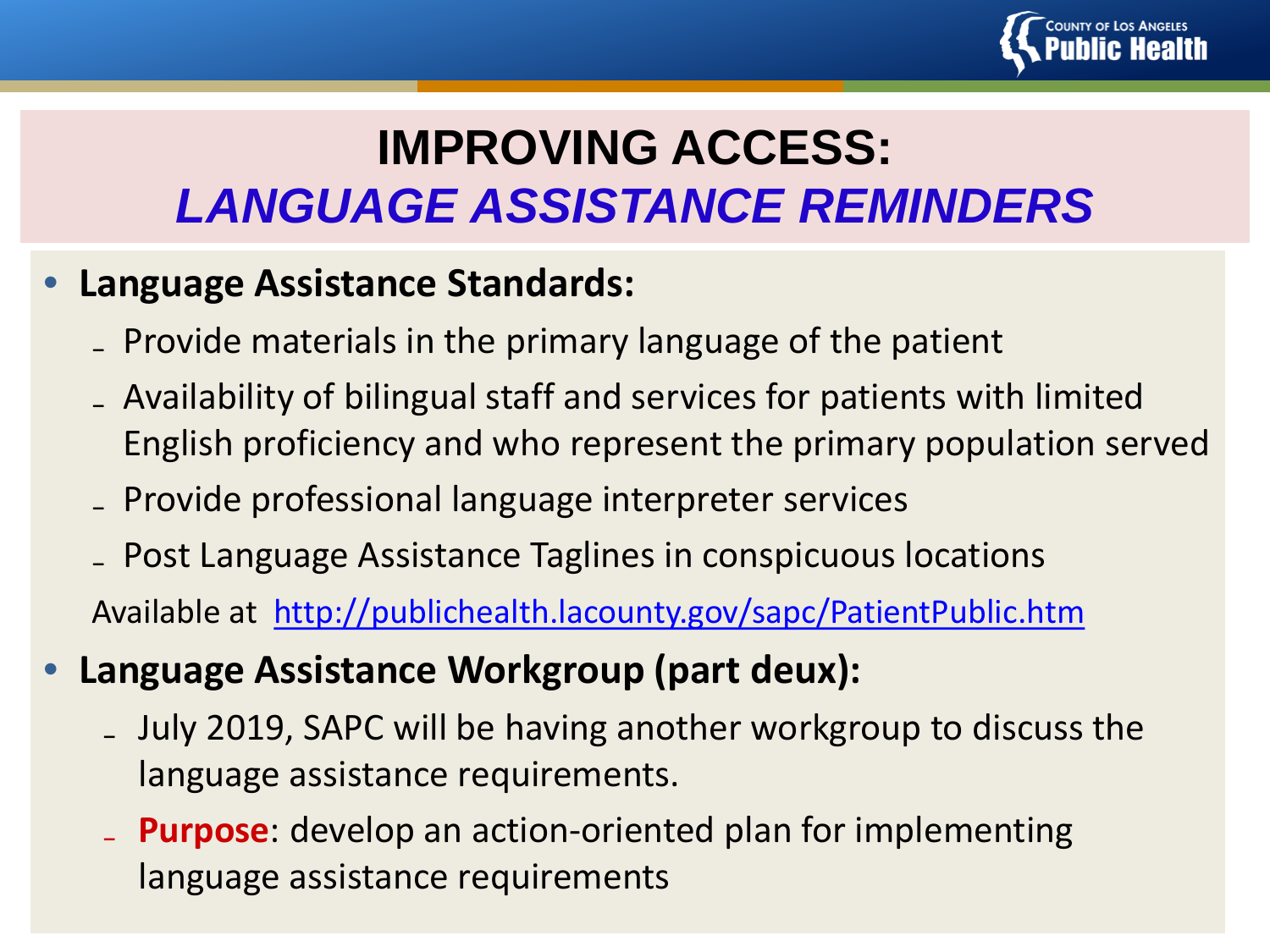# IMPROVING ACCESS: *LANGUAGE ASSISTANCE REMINDERS*

- **Language Assistance Standards:**
  - Provide materials in the primary language of the patient
  - Availability of bilingual staff and services for patients with limited English proficiency and who represent the primary population served
  - Provide professional language interpreter services
  - Post Language Assistance Taglines in conspicuous locations

  Available at http://publichealth.lacounty.gov/sapc/PatientPublic.htm

- **Language Assistance Workgroup (part deux):**
  - July 2019, SAPC will be having another workgroup to discuss the language assistance requirements.
  - **Purpose**: develop an action-oriented plan for implementing language assistance requirements